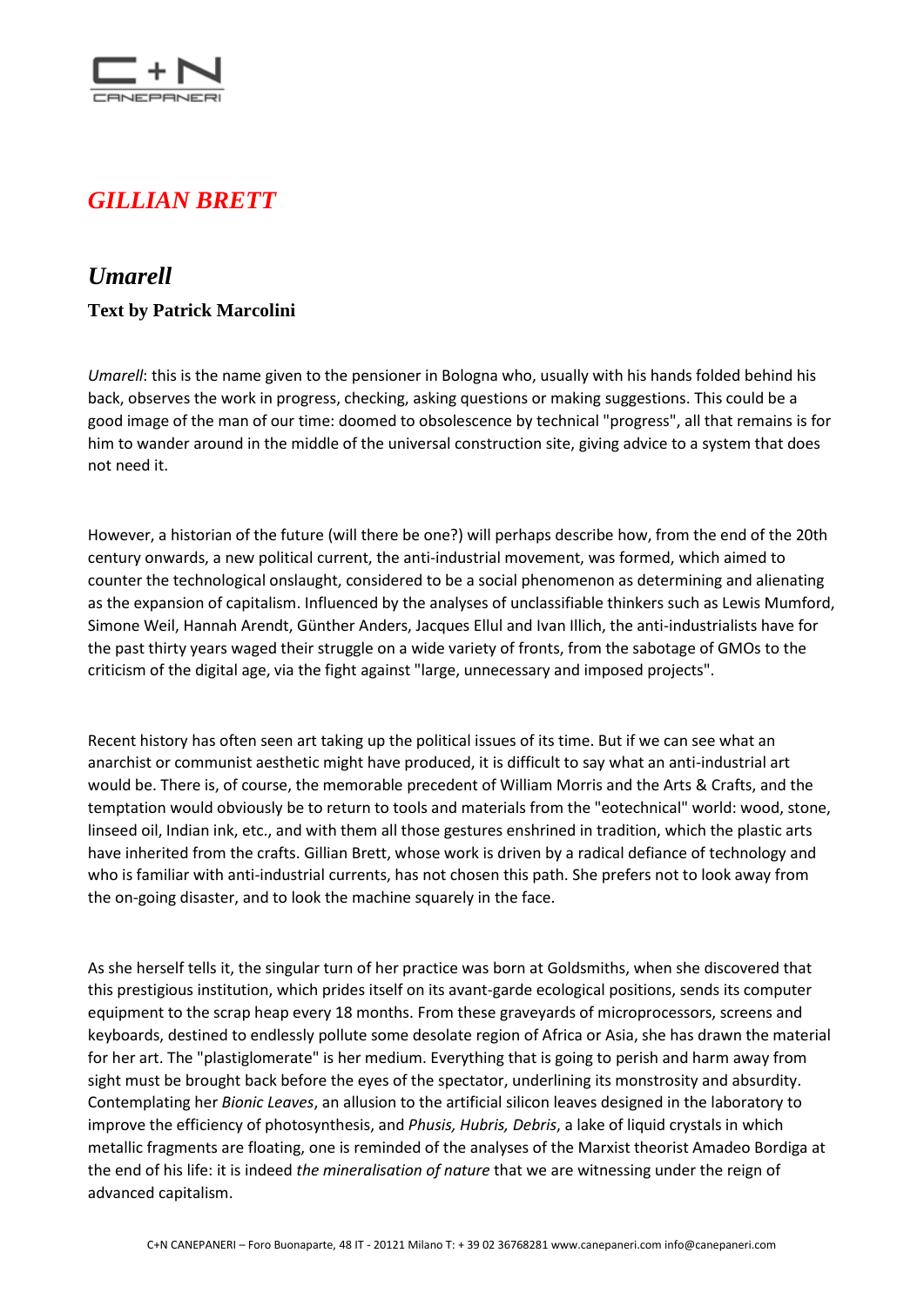# GILLIAN BRETT

## *Umarell*

### Text by Patrick Marcolini

*Umarell*: this is the name given to the pensioner in Bologna who, usually with his hands folded behind his back, observes the work in progress, checking, asking questions or making suggestions. This could be a good image of the man of our time: doomed to obsolescence by technical "progress", all that remains is for him to wander around in the middle of the universal construction site, giving advice to a system that does not need it.

However, a historian of the future (will there be one?) will perhaps describe how, from the end of the 20th century onwards, a new political current, the anti-industrial movement, was formed, which aimed to counter the technological onslaught, considered to be a social phenomenon as determining and alienating as the expansion of capitalism. Influenced by the analyses of unclassifiable thinkers such as Lewis Mumford, Simone Weil, Hannah Arendt, Günther Anders, Jacques Ellul and Ivan Illich, the anti-industrialists have for the past thirty years waged their struggle on a wide variety of fronts, from the sabotage of GMOs to the criticism of the digital age, via the fight against "large, unnecessary and imposed projects".

Recent history has often seen art taking up the political issues of its time. But if we can see what an anarchist or communist aesthetic might have produced, it is difficult to say what an anti-industrial art would be. There is, of course, the memorable precedent of William Morris and the Arts & Crafts, and the temptation would obviously be to return to tools and materials from the "eotechnical" world: wood, stone, linseed oil, Indian ink, etc., and with them all those gestures enshrined in tradition, which the plastic arts have inherited from the crafts. Gillian Brett, whose work is driven by a radical defiance of technology and who is familiar with anti-industrial currents, has not chosen this path. She prefers not to look away from the on-going disaster, and to look the machine squarely in the face.

As she herself tells it, the singular turn of her practice was born at Goldsmiths, when she discovered that this prestigious institution, which prides itself on its avant-garde ecological positions, sends its computer equipment to the scrap heap every 18 months. From these graveyards of microprocessors, screens and keyboards, destined to endlessly pollute some desolate region of Africa or Asia, she has drawn the material for her art. The "plastiglomerate" is her medium. Everything that is going to perish and harm away from sight must be brought back before the eyes of the spectator, underlining its monstrosity and absurdity. Contemplating her *Bionic Leaves*, an allusion to the artificial silicon leaves designed in the laboratory to improve the efficiency of photosynthesis, and *Phusis, Hubris, Debris*, a lake of liquid crystals in which metallic fragments are floating, one is reminded of the analyses of the Marxist theorist Amadeo Bordiga at the end of his life: it is indeed *the mineralisation of nature* that we are witnessing under the reign of advanced capitalism.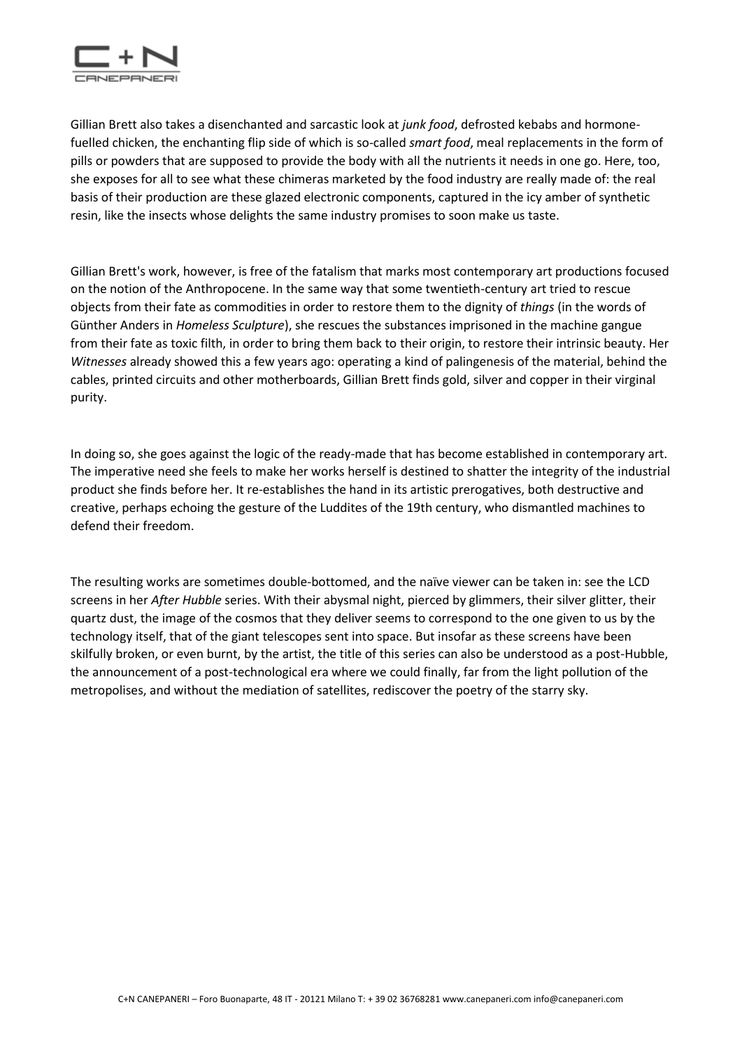Gillian Brett also takes a disenchanted and sarcastic look at *junk food*, defrosted kebabs and hormone-fuelled chicken, the enchanting flip side of which is so-called *smart food*, meal replacements in the form of pills or powders that are supposed to provide the body with all the nutrients it needs in one go. Here, too, she exposes for all to see what these chimeras marketed by the food industry are really made of: the real basis of their production are these glazed electronic components, captured in the icy amber of synthetic resin, like the insects whose delights the same industry promises to soon make us taste.

Gillian Brett's work, however, is free of the fatalism that marks most contemporary art productions focused on the notion of the Anthropocene. In the same way that some twentieth-century art tried to rescue objects from their fate as commodities in order to restore them to the dignity of *things* (in the words of Günther Anders in *Homeless Sculpture*), she rescues the substances imprisoned in the machine gangue from their fate as toxic filth, in order to bring them back to their origin, to restore their intrinsic beauty. Her *Witnesses* already showed this a few years ago: operating a kind of palingenesis of the material, behind the cables, printed circuits and other motherboards, Gillian Brett finds gold, silver and copper in their virginal purity.

In doing so, she goes against the logic of the ready-made that has become established in contemporary art. The imperative need she feels to make her works herself is destined to shatter the integrity of the industrial product she finds before her. It re-establishes the hand in its artistic prerogatives, both destructive and creative, perhaps echoing the gesture of the Luddites of the 19th century, who dismantled machines to defend their freedom.

The resulting works are sometimes double-bottomed, and the naïve viewer can be taken in: see the LCD screens in her *After Hubble* series. With their abysmal night, pierced by glimmers, their silver glitter, their quartz dust, the image of the cosmos that they deliver seems to correspond to the one given to us by the technology itself, that of the giant telescopes sent into space. But insofar as these screens have been skilfully broken, or even burnt, by the artist, the title of this series can also be understood as a post-Hubble, the announcement of a post-technological era where we could finally, far from the light pollution of the metropolises, and without the mediation of satellites, rediscover the poetry of the starry sky.